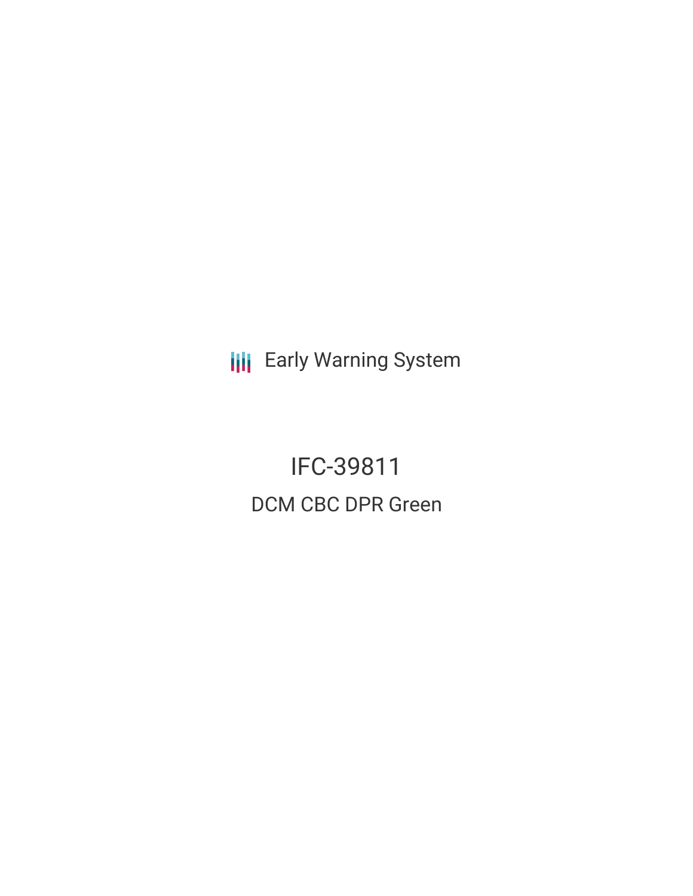Early Warning System

# IFC-39811

## DCM CBC DPR Green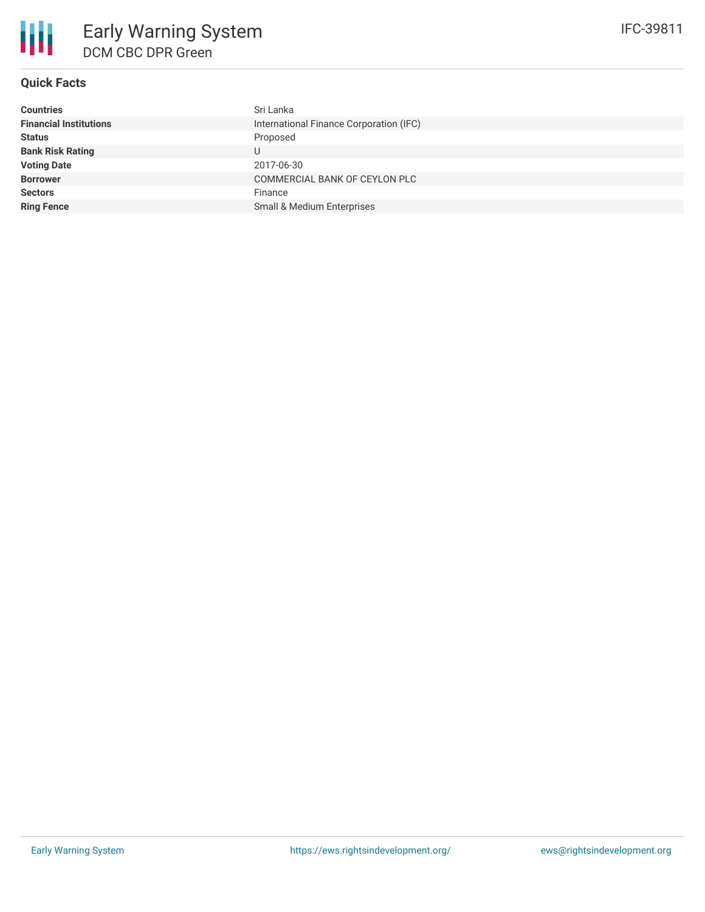# Early Warning System

## DCM CBC DPR Green

IFC-39811

### Quick Facts

| | |
|---|---|
| **Countries** | Sri Lanka |
| **Financial Institutions** | International Finance Corporation (IFC) |
| **Status** | Proposed |
| **Bank Risk Rating** | U |
| **Voting Date** | 2017-06-30 |
| **Borrower** | COMMERCIAL BANK OF CEYLON PLC |
| **Sectors** | Finance |
| **Ring Fence** | Small & Medium Enterprises |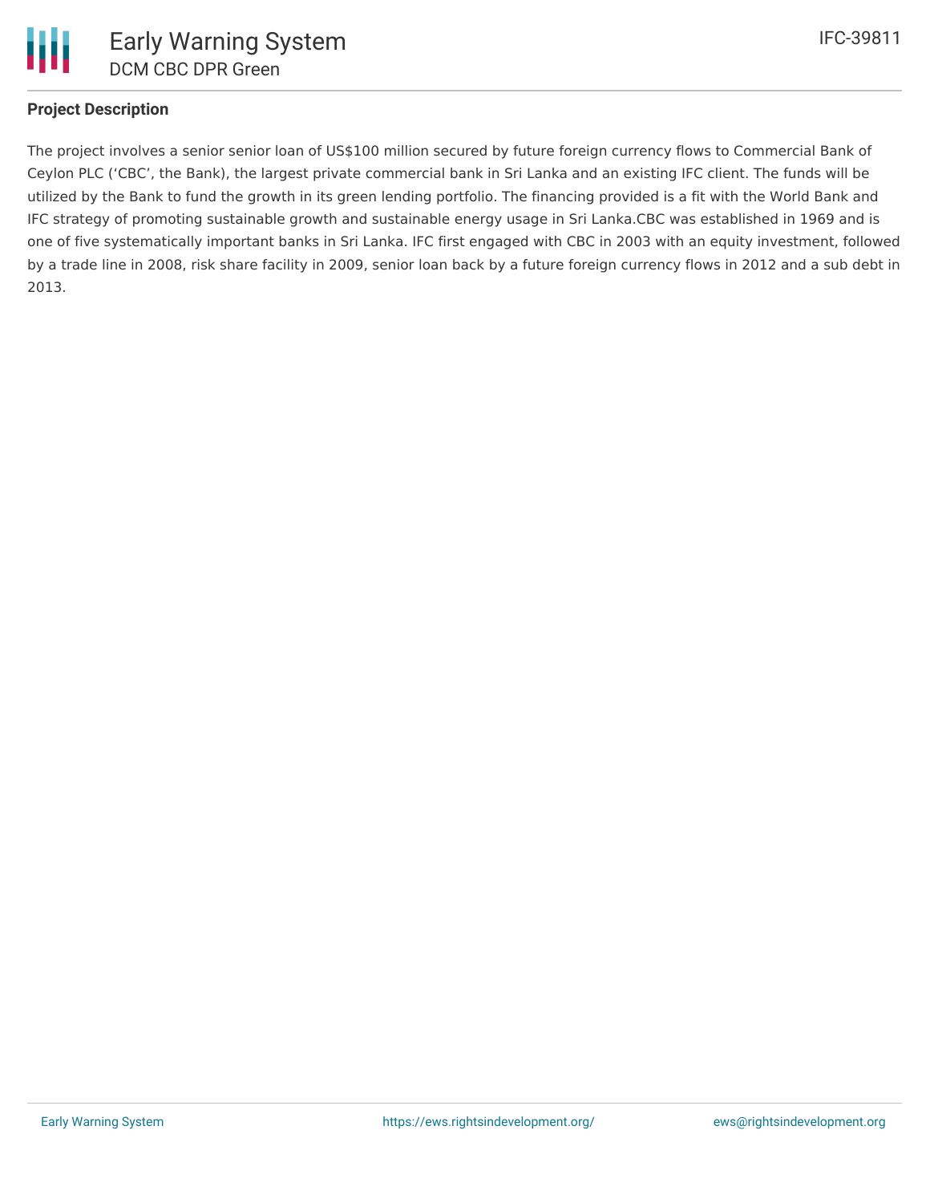## Project Description

The project involves a senior senior loan of US$100 million secured by future foreign currency flows to Commercial Bank of Ceylon PLC (‘CBC’, the Bank), the largest private commercial bank in Sri Lanka and an existing IFC client. The funds will be utilized by the Bank to fund the growth in its green lending portfolio. The financing provided is a fit with the World Bank and IFC strategy of promoting sustainable growth and sustainable energy usage in Sri Lanka.CBC was established in 1969 and is one of five systematically important banks in Sri Lanka. IFC first engaged with CBC in 2003 with an equity investment, followed by a trade line in 2008, risk share facility in 2009, senior loan back by a future foreign currency flows in 2012 and a sub debt in 2013.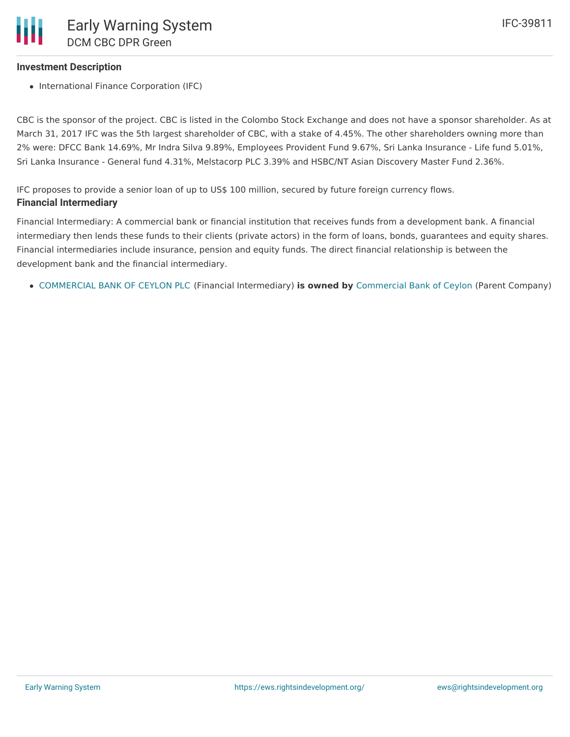## Investment Description

- International Finance Corporation (IFC)

CBC is the sponsor of the project. CBC is listed in the Colombo Stock Exchange and does not have a sponsor shareholder. As at March 31, 2017 IFC was the 5th largest shareholder of CBC, with a stake of 4.45%. The other shareholders owning more than 2% were: DFCC Bank 14.69%, Mr Indra Silva 9.89%, Employees Provident Fund 9.67%, Sri Lanka Insurance - Life fund 5.01%, Sri Lanka Insurance - General fund 4.31%, Melstacorp PLC 3.39% and HSBC/NT Asian Discovery Master Fund 2.36%.

IFC proposes to provide a senior loan of up to US$ 100 million, secured by future foreign currency flows.

## Financial Intermediary

Financial Intermediary: A commercial bank or financial institution that receives funds from a development bank. A financial intermediary then lends these funds to their clients (private actors) in the form of loans, bonds, guarantees and equity shares. Financial intermediaries include insurance, pension and equity funds. The direct financial relationship is between the development bank and the financial intermediary.

- COMMERCIAL BANK OF CEYLON PLC (Financial Intermediary) **is owned by** Commercial Bank of Ceylon (Parent Company)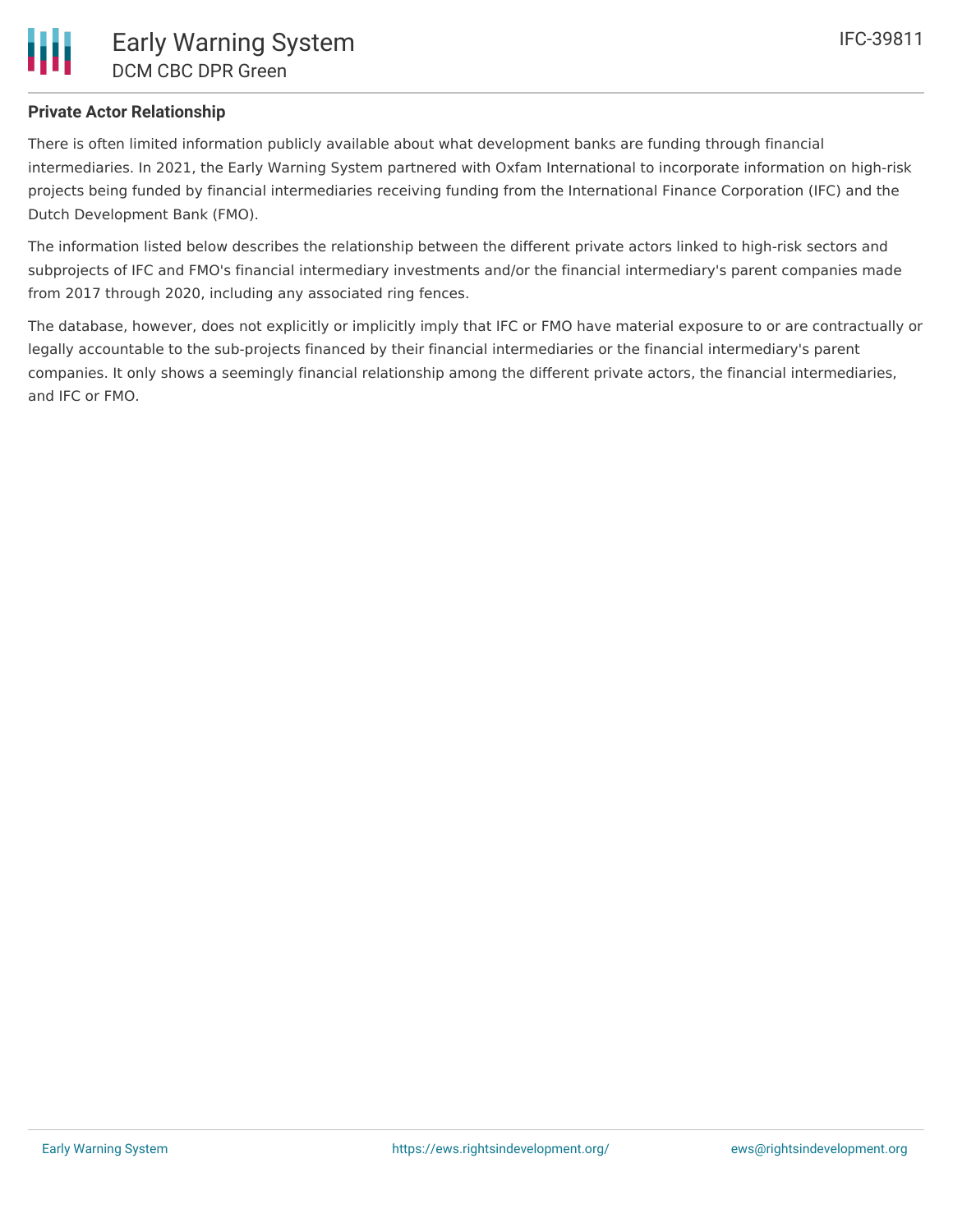### Private Actor Relationship

There is often limited information publicly available about what development banks are funding through financial intermediaries. In 2021, the Early Warning System partnered with Oxfam International to incorporate information on high-risk projects being funded by financial intermediaries receiving funding from the International Finance Corporation (IFC) and the Dutch Development Bank (FMO).

The information listed below describes the relationship between the different private actors linked to high-risk sectors and subprojects of IFC and FMO's financial intermediary investments and/or the financial intermediary's parent companies made from 2017 through 2020, including any associated ring fences.

The database, however, does not explicitly or implicitly imply that IFC or FMO have material exposure to or are contractually or legally accountable to the sub-projects financed by their financial intermediaries or the financial intermediary's parent companies. It only shows a seemingly financial relationship among the different private actors, the financial intermediaries, and IFC or FMO.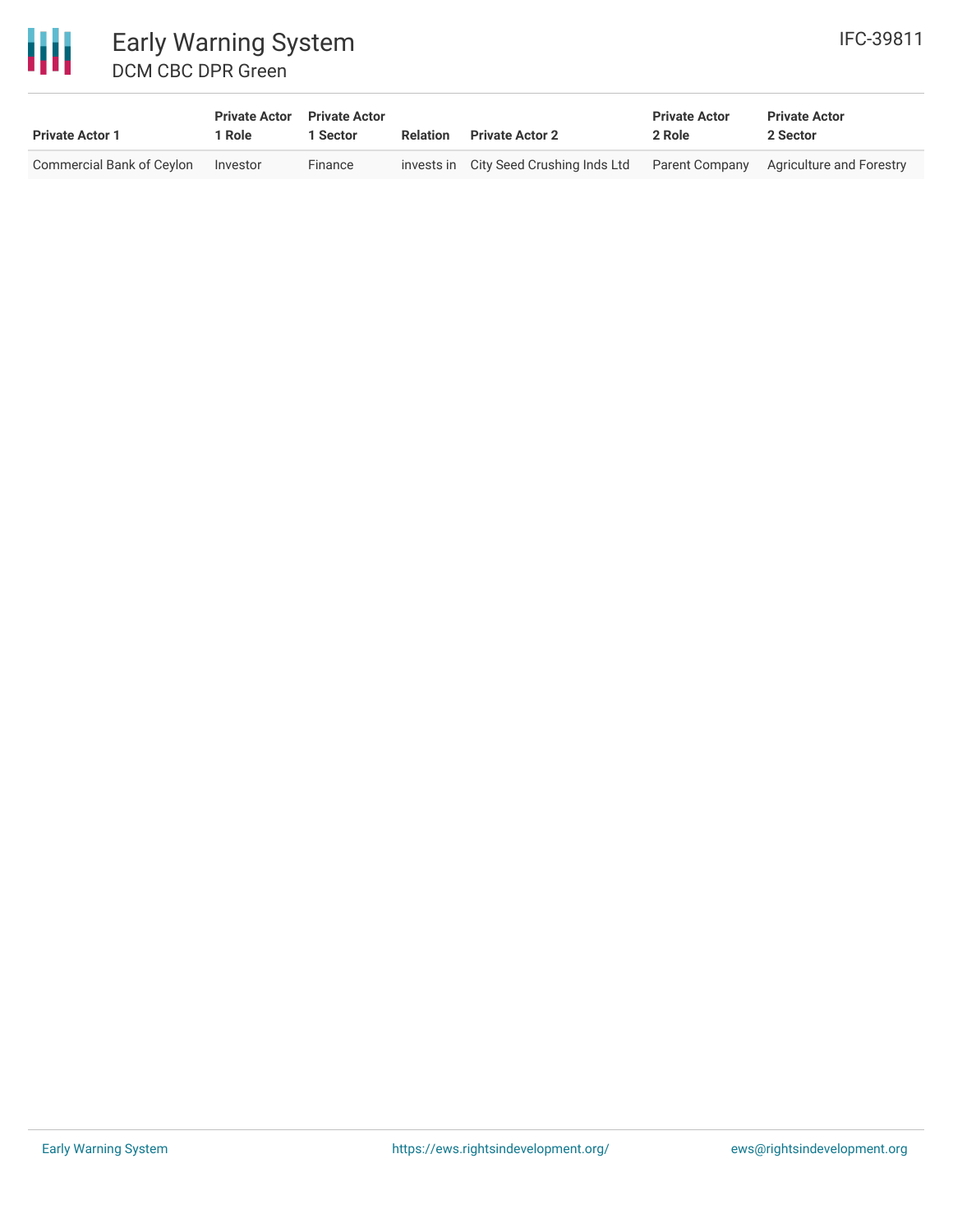| Private Actor 1 | Private Actor 1 Role | Private Actor 1 Sector | Relation | Private Actor 2 | Private Actor 2 Role | Private Actor 2 Sector |
|---|---|---|---|---|---|---|
| Commercial Bank of Ceylon | Investor | Finance | invests in | City Seed Crushing Inds Ltd | Parent Company | Agriculture and Forestry |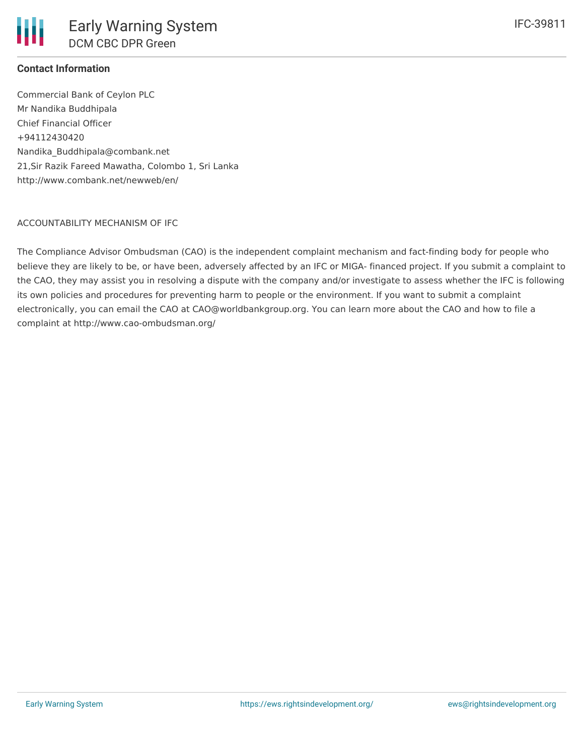**Contact Information**

Commercial Bank of Ceylon PLC
Mr Nandika Buddhipala
Chief Financial Officer
+94112430420
Nandika_Buddhipala@combank.net
21,Sir Razik Fareed Mawatha, Colombo 1, Sri Lanka
http://www.combank.net/newweb/en/

ACCOUNTABILITY MECHANISM OF IFC

The Compliance Advisor Ombudsman (CAO) is the independent complaint mechanism and fact-finding body for people who believe they are likely to be, or have been, adversely affected by an IFC or MIGA- financed project. If you submit a complaint to the CAO, they may assist you in resolving a dispute with the company and/or investigate to assess whether the IFC is following its own policies and procedures for preventing harm to people or the environment. If you want to submit a complaint electronically, you can email the CAO at CAO@worldbankgroup.org. You can learn more about the CAO and how to file a complaint at http://www.cao-ombudsman.org/